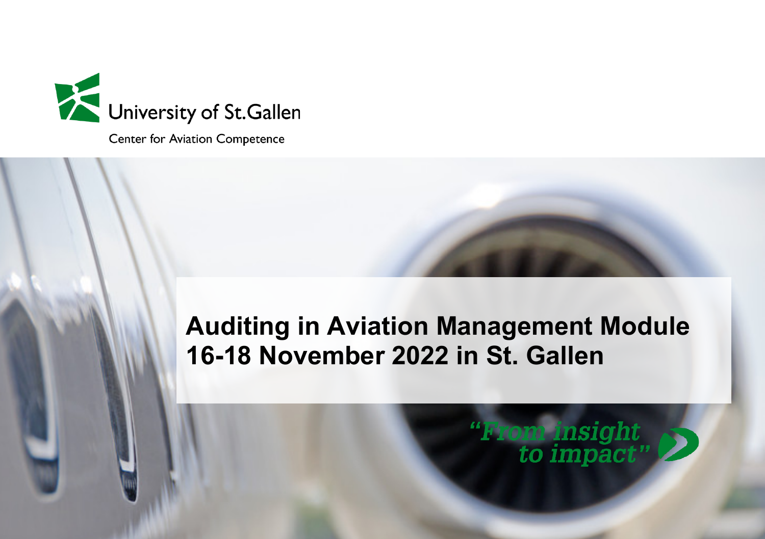University of St.Gallen

Center for Aviation Competence

# Auditing in Aviation Management Module
# 16-18 November 2022 in St. Gallen

*"From insight to impact"*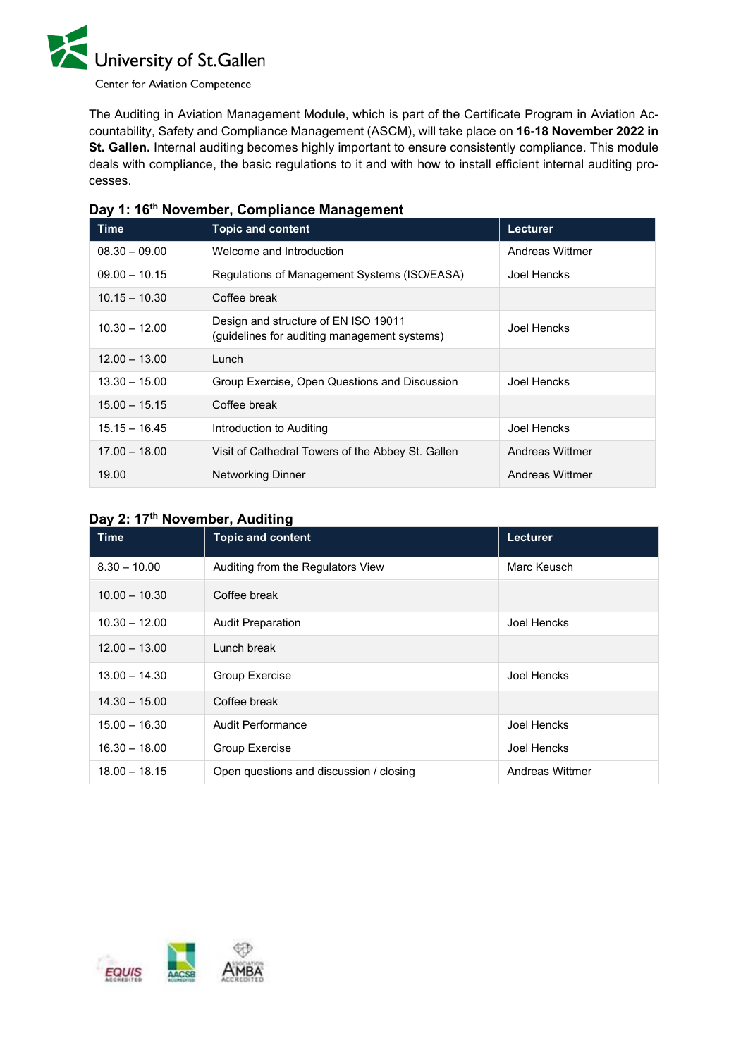The Auditing in Aviation Management Module, which is part of the Certificate Program in Aviation Accountability, Safety and Compliance Management (ASCM), will take place on **16-18 November 2022 in St. Gallen.** Internal auditing becomes highly important to ensure consistently compliance. This module deals with compliance, the basic regulations to it and with how to install efficient internal auditing processes.

### Day 1: 16th November, Compliance Management

| Time | Topic and content | Lecturer |
|---|---|---|
| 08.30 – 09.00 | Welcome and Introduction | Andreas Wittmer |
| 09.00 – 10.15 | Regulations of Management Systems (ISO/EASA) | Joel Hencks |
| 10.15 – 10.30 | Coffee break | |
| 10.30 – 12.00 | Design and structure of EN ISO 19011 (guidelines for auditing management systems) | Joel Hencks |
| 12.00 – 13.00 | Lunch | |
| 13.30 – 15.00 | Group Exercise, Open Questions and Discussion | Joel Hencks |
| 15.00 – 15.15 | Coffee break | |
| 15.15 – 16.45 | Introduction to Auditing | Joel Hencks |
| 17.00 – 18.00 | Visit of Cathedral Towers of the Abbey St. Gallen | Andreas Wittmer |
| 19.00 | Networking Dinner | Andreas Wittmer |

### Day 2: 17th November, Auditing

| Time | Topic and content | Lecturer |
|---|---|---|
| 8.30 – 10.00 | Auditing from the Regulators View | Marc Keusch |
| 10.00 – 10.30 | Coffee break | |
| 10.30 – 12.00 | Audit Preparation | Joel Hencks |
| 12.00 – 13.00 | Lunch break | |
| 13.00 – 14.30 | Group Exercise | Joel Hencks |
| 14.30 – 15.00 | Coffee break | |
| 15.00 – 16.30 | Audit Performance | Joel Hencks |
| 16.30 – 18.00 | Group Exercise | Joel Hencks |
| 18.00 – 18.15 | Open questions and discussion / closing | Andreas Wittmer |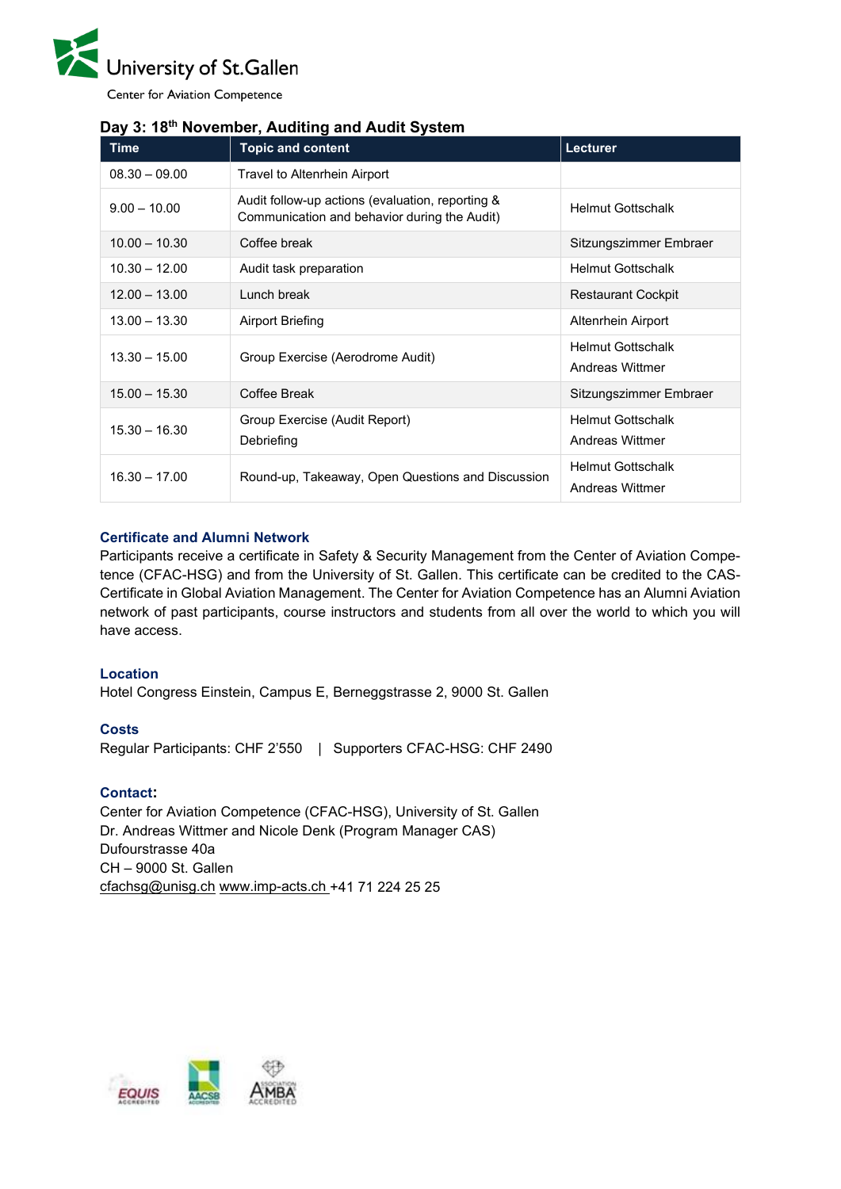University of St.Gallen

Center for Aviation Competence

## Day 3: 18th November, Auditing and Audit System

| Time | Topic and content | Lecturer |
|---|---|---|
| 08.30 – 09.00 | Travel to Altenrhein Airport | |
| 9.00 – 10.00 | Audit follow-up actions (evaluation, reporting & Communication and behavior during the Audit) | Helmut Gottschalk |
| 10.00 – 10.30 | Coffee break | Sitzungszimmer Embraer |
| 10.30 – 12.00 | Audit task preparation | Helmut Gottschalk |
| 12.00 – 13.00 | Lunch break | Restaurant Cockpit |
| 13.00 – 13.30 | Airport Briefing | Altenrhein Airport |
| 13.30 – 15.00 | Group Exercise (Aerodrome Audit) | Helmut Gottschalk<br>Andreas Wittmer |
| 15.00 – 15.30 | Coffee Break | Sitzungszimmer Embraer |
| 15.30 – 16.30 | Group Exercise (Audit Report)<br>Debriefing | Helmut Gottschalk<br>Andreas Wittmer |
| 16.30 – 17.00 | Round-up, Takeaway, Open Questions and Discussion | Helmut Gottschalk<br>Andreas Wittmer |

### Certificate and Alumni Network

Participants receive a certificate in Safety & Security Management from the Center of Aviation Competence (CFAC-HSG) and from the University of St. Gallen. This certificate can be credited to the CAS-Certificate in Global Aviation Management. The Center for Aviation Competence has an Alumni Aviation network of past participants, course instructors and students from all over the world to which you will have access.

### Location

Hotel Congress Einstein, Campus E, Berneggstrasse 2, 9000 St. Gallen

### Costs

Regular Participants: CHF 2'550 | Supporters CFAC-HSG: CHF 2490

### Contact:

Center for Aviation Competence (CFAC-HSG), University of St. Gallen
Dr. Andreas Wittmer and Nicole Denk (Program Manager CAS)
Dufourstrasse 40a
CH – 9000 St. Gallen
cfachsg@unisg.ch www.imp-acts.ch +41 71 224 25 25

EQUIS ACCREDITED · AACSB ACCREDITED · AMBA ACCREDITED